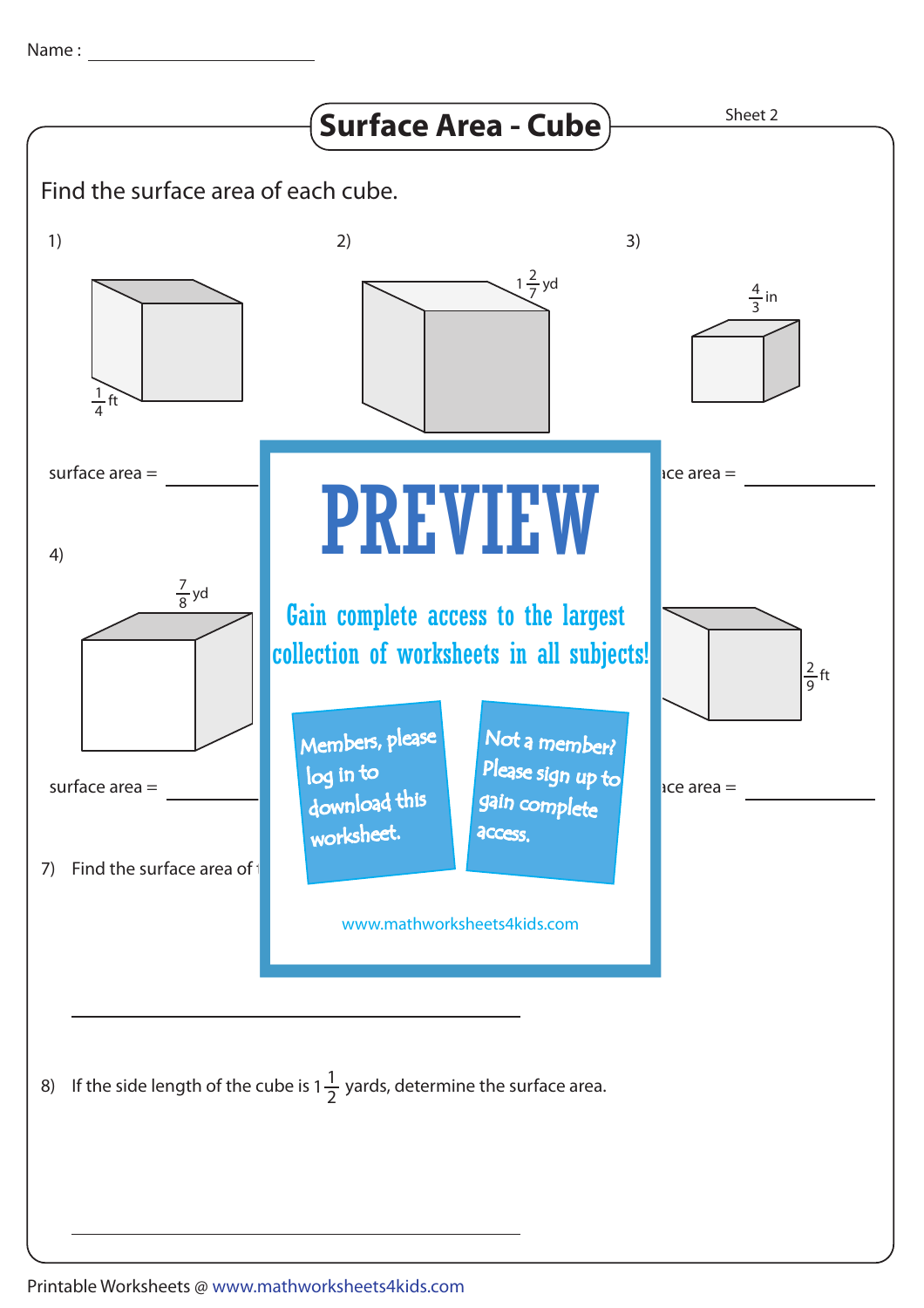Name : ______________________

# Surface Area - Cube

Sheet 2

Find the surface area of each cube.

1) $\frac{1}{4}$ ft

surface area = __________

2) $1\frac{2}{7}$ yd

3) $\frac{4}{3}$ in

ace area = __________

**PREVIEW**

Gain complete access to the largest collection of worksheets in all subjects!

Members, please log in to download this worksheet.

Not a member? Please sign up to gain complete access.

www.mathworksheets4kids.com

4) $\frac{7}{8}$ yd

surface area = __________

$\frac{2}{9}$ ft

ace area = __________

7) Find the surface area of t

__________________________________________

8) If the side length of the cube is $1\frac{1}{2}$ yards, determine the surface area.

__________________________________________

Printable Worksheets @ www.mathworksheets4kids.com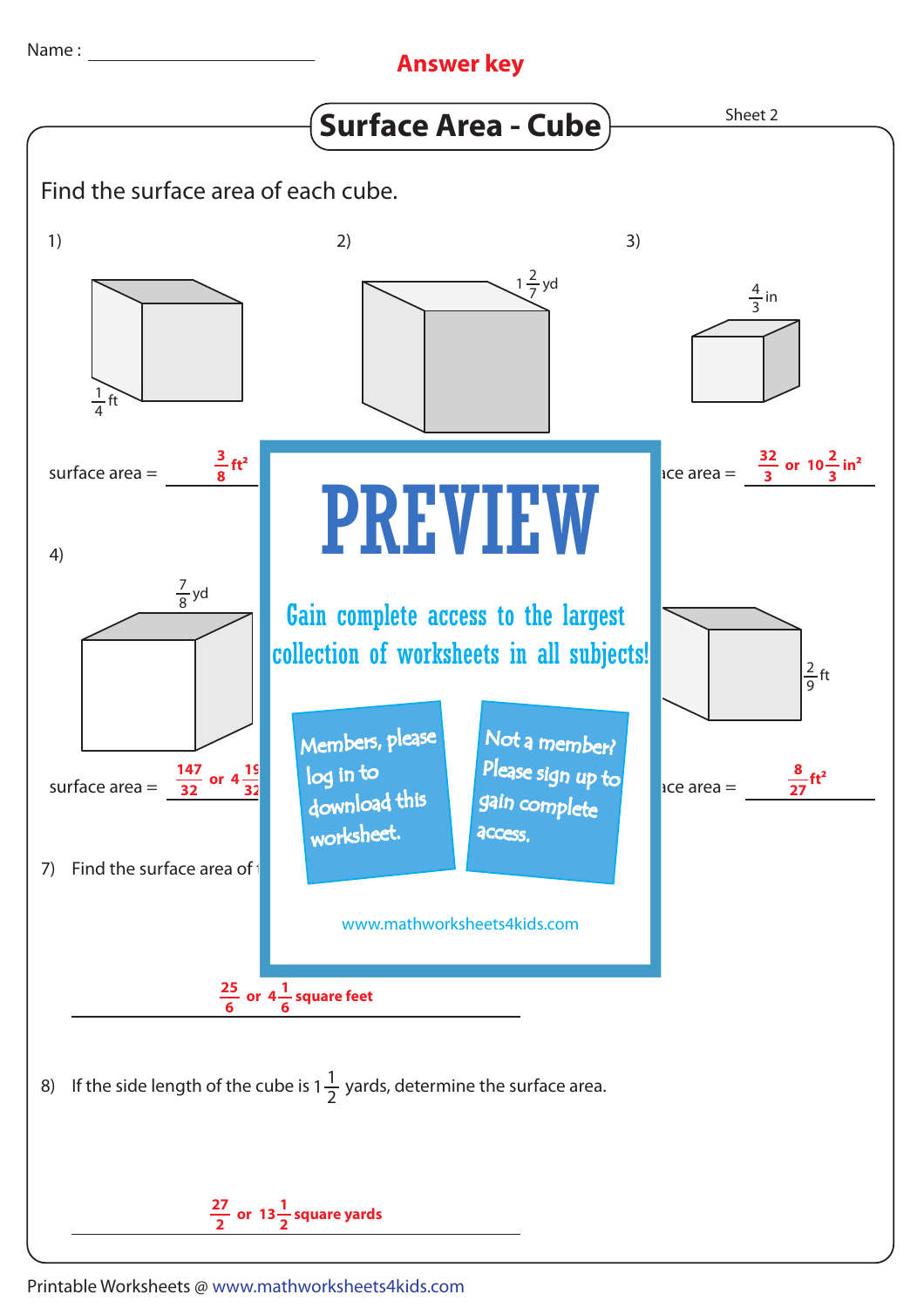Name :

**Answer key**

# Surface Area - Cube

Sheet 2

Find the surface area of each cube.

1) $\frac{1}{4}$ ft

surface area = $\frac{3}{8}$ $ft^2$

2) $1\frac{2}{7}$ yd

3) $\frac{4}{3}$ in

surface area = $\frac{32}{3}$ or $10\frac{2}{3}$ $in^2$

4) $\frac{7}{8}$ yd

surface area = $\frac{147}{32}$ or $4\frac{19}{32}$

6) $\frac{2}{9}$ ft

surface area = $\frac{8}{27}$ $ft^2$

**PREVIEW**

Gain complete access to the largest collection of worksheets in all subjects!

Members, please log in to download this worksheet.

Not a member? Please sign up to gain complete access.

www.mathworksheets4kids.com

7) Find the surface area of

$\frac{25}{6}$ or $4\frac{1}{6}$ square feet

8) If the side length of the cube is $1\frac{1}{2}$ yards, determine the surface area.

$\frac{27}{2}$ or $13\frac{1}{2}$ square yards

Printable Worksheets @ www.mathworksheets4kids.com